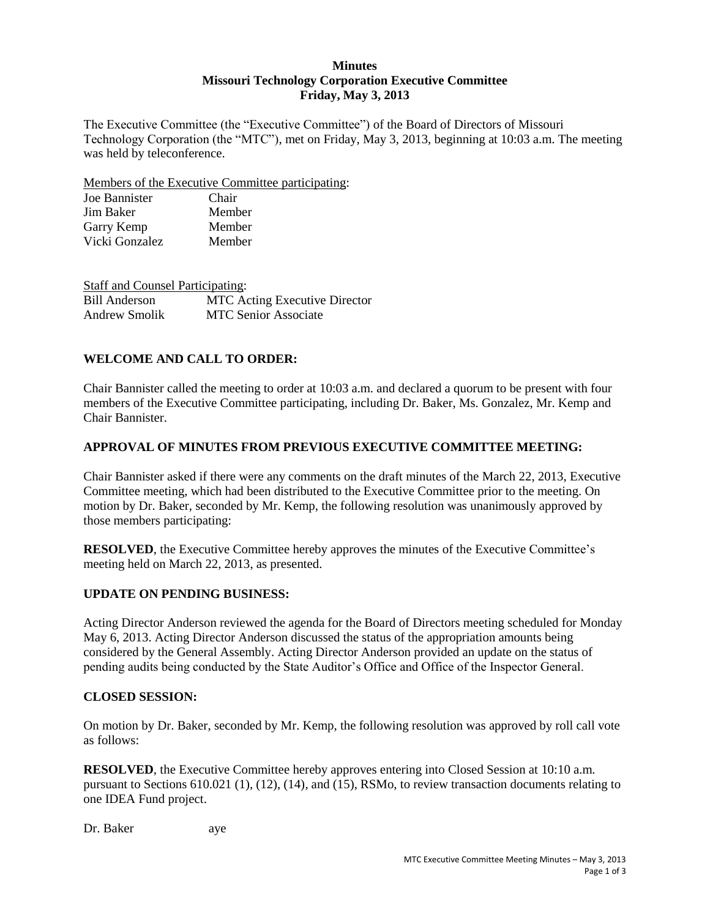**Minutes**
**Missouri Technology Corporation Executive Committee**
**Friday, May 3, 2013**

The Executive Committee (the "Executive Committee") of the Board of Directors of Missouri Technology Corporation (the "MTC"), met on Friday, May 3, 2013, beginning at 10:03 a.m. The meeting was held by teleconference.

Members of the Executive Committee participating:

| | |
|---|---|
| Joe Bannister | Chair |
| Jim Baker | Member |
| Garry Kemp | Member |
| Vicki Gonzalez | Member |

Staff and Counsel Participating:

| | |
|---|---|
| Bill Anderson | MTC Acting Executive Director |
| Andrew Smolik | MTC Senior Associate |

## WELCOME AND CALL TO ORDER:

Chair Bannister called the meeting to order at 10:03 a.m. and declared a quorum to be present with four members of the Executive Committee participating, including Dr. Baker, Ms. Gonzalez, Mr. Kemp and Chair Bannister.

## APPROVAL OF MINUTES FROM PREVIOUS EXECUTIVE COMMITTEE MEETING:

Chair Bannister asked if there were any comments on the draft minutes of the March 22, 2013, Executive Committee meeting, which had been distributed to the Executive Committee prior to the meeting. On motion by Dr. Baker, seconded by Mr. Kemp, the following resolution was unanimously approved by those members participating:

**RESOLVED**, the Executive Committee hereby approves the minutes of the Executive Committee's meeting held on March 22, 2013, as presented.

## UPDATE ON PENDING BUSINESS:

Acting Director Anderson reviewed the agenda for the Board of Directors meeting scheduled for Monday May 6, 2013. Acting Director Anderson discussed the status of the appropriation amounts being considered by the General Assembly. Acting Director Anderson provided an update on the status of pending audits being conducted by the State Auditor's Office and Office of the Inspector General.

## CLOSED SESSION:

On motion by Dr. Baker, seconded by Mr. Kemp, the following resolution was approved by roll call vote as follows:

**RESOLVED**, the Executive Committee hereby approves entering into Closed Session at 10:10 a.m. pursuant to Sections 610.021 (1), (12), (14), and (15), RSMo, to review transaction documents relating to one IDEA Fund project.

Dr. Baker aye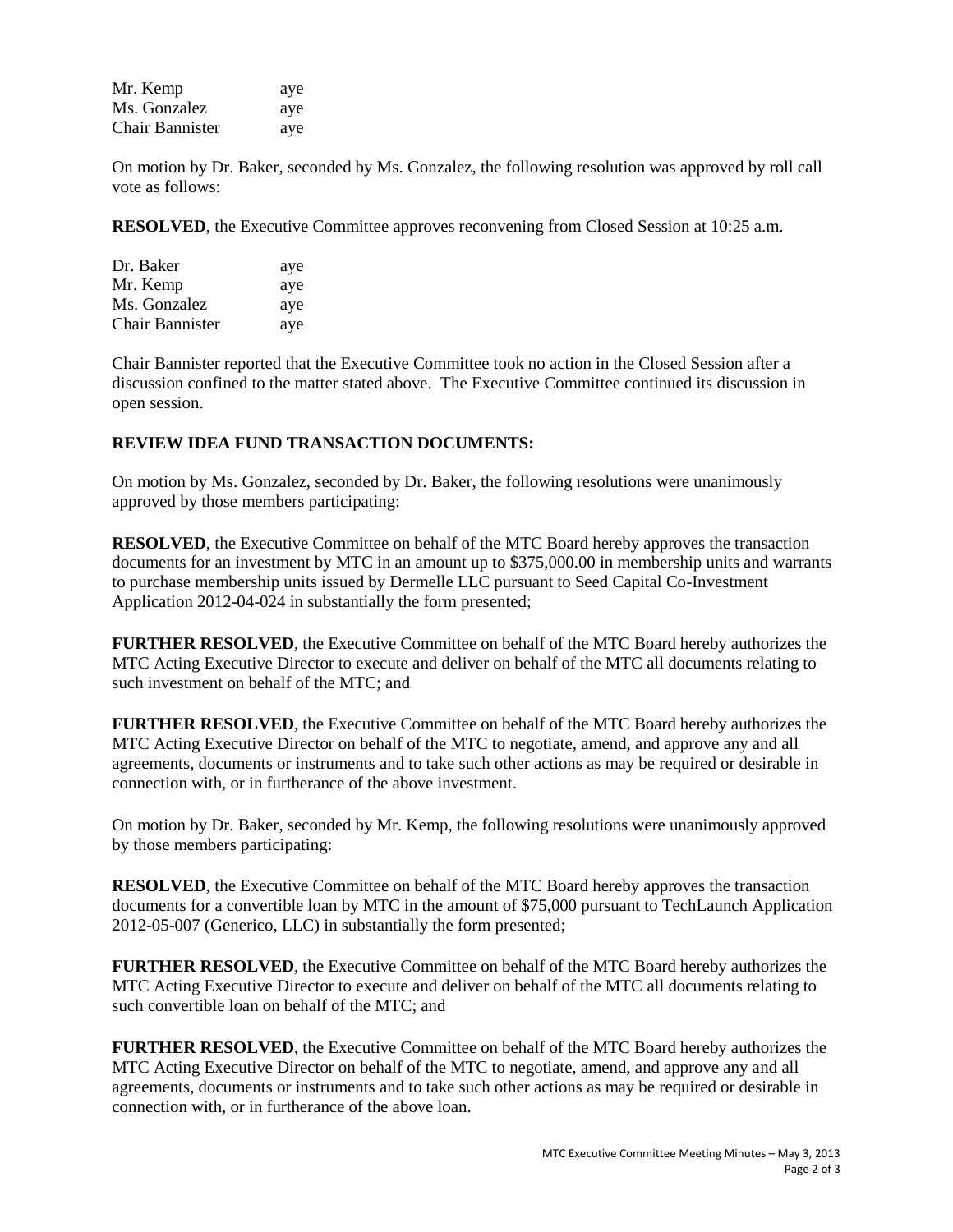| | |
|---|---|
| Mr. Kemp | aye |
| Ms. Gonzalez | aye |
| Chair Bannister | aye |

On motion by Dr. Baker, seconded by Ms. Gonzalez, the following resolution was approved by roll call vote as follows:

**RESOLVED**, the Executive Committee approves reconvening from Closed Session at 10:25 a.m.

| | |
|---|---|
| Dr. Baker | aye |
| Mr. Kemp | aye |
| Ms. Gonzalez | aye |
| Chair Bannister | aye |

Chair Bannister reported that the Executive Committee took no action in the Closed Session after a discussion confined to the matter stated above. The Executive Committee continued its discussion in open session.

**REVIEW IDEA FUND TRANSACTION DOCUMENTS:**

On motion by Ms. Gonzalez, seconded by Dr. Baker, the following resolutions were unanimously approved by those members participating:

**RESOLVED**, the Executive Committee on behalf of the MTC Board hereby approves the transaction documents for an investment by MTC in an amount up to $375,000.00 in membership units and warrants to purchase membership units issued by Dermelle LLC pursuant to Seed Capital Co-Investment Application 2012-04-024 in substantially the form presented;

**FURTHER RESOLVED**, the Executive Committee on behalf of the MTC Board hereby authorizes the MTC Acting Executive Director to execute and deliver on behalf of the MTC all documents relating to such investment on behalf of the MTC; and

**FURTHER RESOLVED**, the Executive Committee on behalf of the MTC Board hereby authorizes the MTC Acting Executive Director on behalf of the MTC to negotiate, amend, and approve any and all agreements, documents or instruments and to take such other actions as may be required or desirable in connection with, or in furtherance of the above investment.

On motion by Dr. Baker, seconded by Mr. Kemp, the following resolutions were unanimously approved by those members participating:

**RESOLVED**, the Executive Committee on behalf of the MTC Board hereby approves the transaction documents for a convertible loan by MTC in the amount of $75,000 pursuant to TechLaunch Application 2012-05-007 (Generico, LLC) in substantially the form presented;

**FURTHER RESOLVED**, the Executive Committee on behalf of the MTC Board hereby authorizes the MTC Acting Executive Director to execute and deliver on behalf of the MTC all documents relating to such convertible loan on behalf of the MTC; and

**FURTHER RESOLVED**, the Executive Committee on behalf of the MTC Board hereby authorizes the MTC Acting Executive Director on behalf of the MTC to negotiate, amend, and approve any and all agreements, documents or instruments and to take such other actions as may be required or desirable in connection with, or in furtherance of the above loan.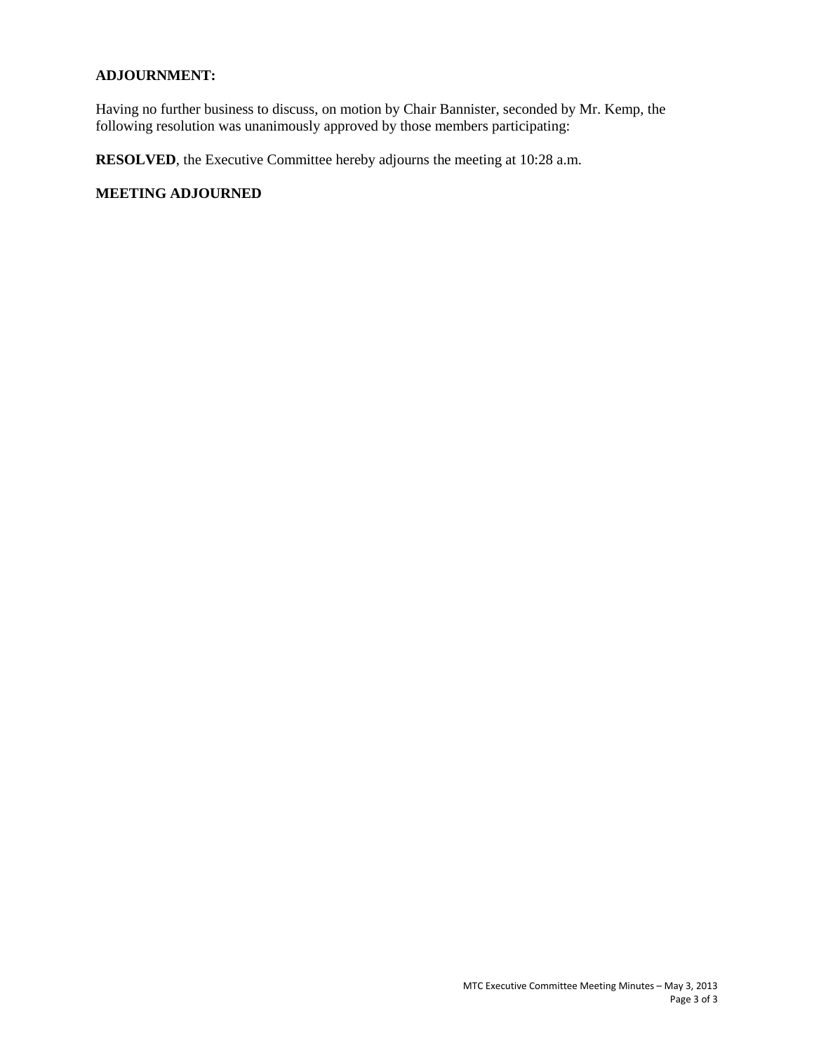**ADJOURNMENT:**

Having no further business to discuss, on motion by Chair Bannister, seconded by Mr. Kemp, the following resolution was unanimously approved by those members participating:

**RESOLVED**, the Executive Committee hereby adjourns the meeting at 10:28 a.m.

**MEETING ADJOURNED**